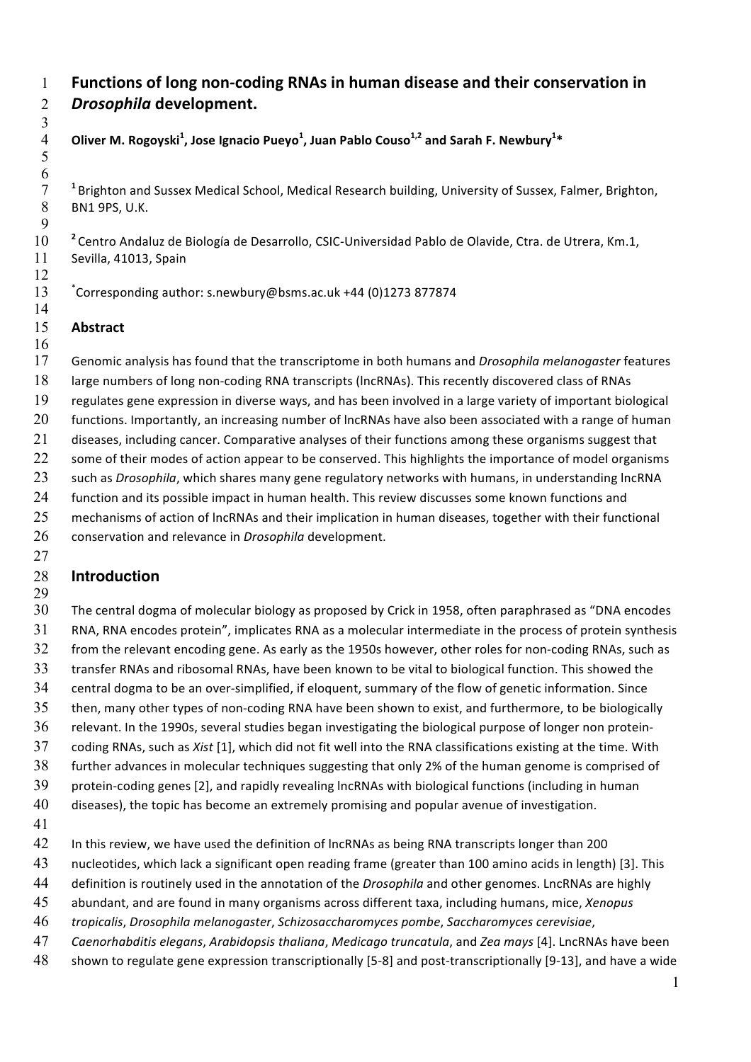# Functions of long non-coding RNAs in human disease and their conservation in *Drosophila* development.

**Oliver M. Rogoyski[1], Jose Ignacio Pueyo[1], Juan Pablo Couso[1,2] and Sarah F. Newbury[1]***

[1] Brighton and Sussex Medical School, Medical Research building, University of Sussex, Falmer, Brighton, BN1 9PS, U.K.

[2] Centro Andaluz de Biología de Desarrollo, CSIC-Universidad Pablo de Olavide, Ctra. de Utrera, Km.1, Sevilla, 41013, Spain

*Corresponding author: s.newbury@bsms.ac.uk +44 (0)1273 877874

## Abstract

Genomic analysis has found that the transcriptome in both humans and *Drosophila melanogaster* features large numbers of long non-coding RNA transcripts (lncRNAs). This recently discovered class of RNAs regulates gene expression in diverse ways, and has been involved in a large variety of important biological functions. Importantly, an increasing number of lncRNAs have also been associated with a range of human diseases, including cancer. Comparative analyses of their functions among these organisms suggest that some of their modes of action appear to be conserved. This highlights the importance of model organisms such as *Drosophila*, which shares many gene regulatory networks with humans, in understanding lncRNA function and its possible impact in human health. This review discusses some known functions and mechanisms of action of lncRNAs and their implication in human diseases, together with their functional conservation and relevance in *Drosophila* development.

## Introduction

The central dogma of molecular biology as proposed by Crick in 1958, often paraphrased as "DNA encodes RNA, RNA encodes protein", implicates RNA as a molecular intermediate in the process of protein synthesis from the relevant encoding gene. As early as the 1950s however, other roles for non-coding RNAs, such as transfer RNAs and ribosomal RNAs, have been known to be vital to biological function. This showed the central dogma to be an over-simplified, if eloquent, summary of the flow of genetic information. Since then, many other types of non-coding RNA have been shown to exist, and furthermore, to be biologically relevant. In the 1990s, several studies began investigating the biological purpose of longer non protein-coding RNAs, such as *Xist* [1], which did not fit well into the RNA classifications existing at the time. With further advances in molecular techniques suggesting that only 2% of the human genome is comprised of protein-coding genes [2], and rapidly revealing lncRNAs with biological functions (including in human diseases), the topic has become an extremely promising and popular avenue of investigation.

In this review, we have used the definition of lncRNAs as being RNA transcripts longer than 200 nucleotides, which lack a significant open reading frame (greater than 100 amino acids in length) [3]. This definition is routinely used in the annotation of the *Drosophila* and other genomes. LncRNAs are highly abundant, and are found in many organisms across different taxa, including humans, mice, *Xenopus tropicalis*, *Drosophila melanogaster*, *Schizosaccharomyces pombe*, *Saccharomyces cerevisiae*, *Caenorhabditis elegans*, *Arabidopsis thaliana*, *Medicago truncatula*, and *Zea mays* [4]. LncRNAs have been shown to regulate gene expression transcriptionally [5-8] and post-transcriptionally [9-13], and have a wide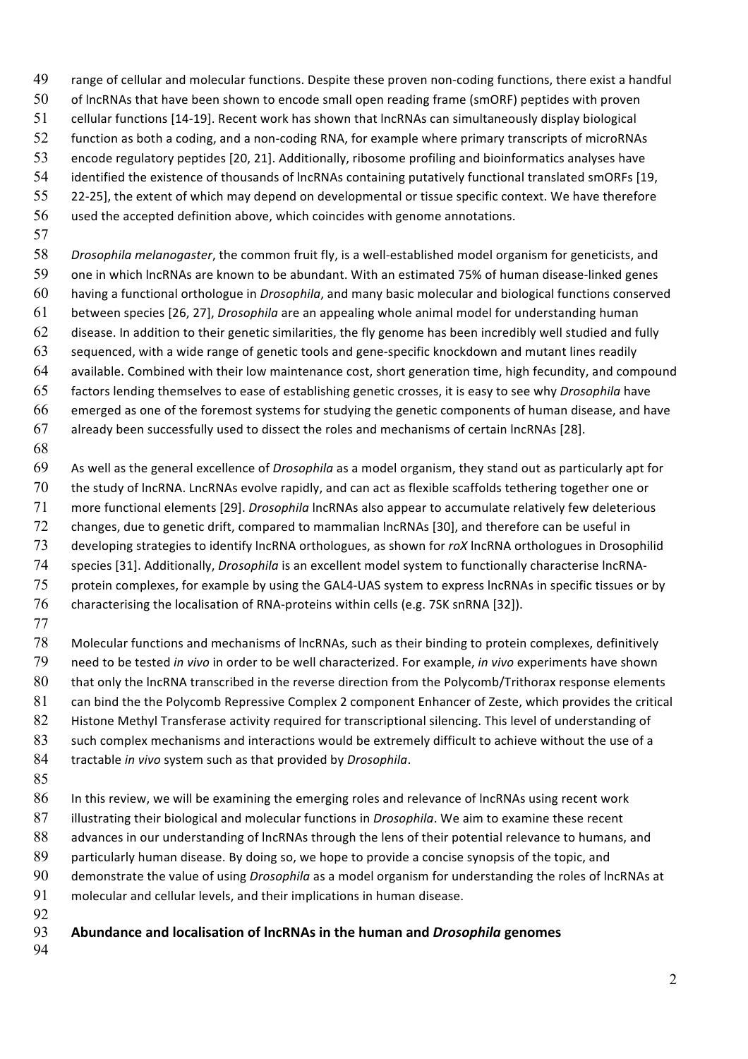range of cellular and molecular functions. Despite these proven non-coding functions, there exist a handful of lncRNAs that have been shown to encode small open reading frame (smORF) peptides with proven cellular functions [14-19]. Recent work has shown that lncRNAs can simultaneously display biological function as both a coding, and a non-coding RNA, for example where primary transcripts of microRNAs encode regulatory peptides [20, 21]. Additionally, ribosome profiling and bioinformatics analyses have identified the existence of thousands of lncRNAs containing putatively functional translated smORFs [19, 22-25], the extent of which may depend on developmental or tissue specific context. We have therefore used the accepted definition above, which coincides with genome annotations.

*Drosophila melanogaster*, the common fruit fly, is a well-established model organism for geneticists, and one in which lncRNAs are known to be abundant. With an estimated 75% of human disease-linked genes having a functional orthologue in *Drosophila*, and many basic molecular and biological functions conserved between species [26, 27], *Drosophila* are an appealing whole animal model for understanding human disease. In addition to their genetic similarities, the fly genome has been incredibly well studied and fully sequenced, with a wide range of genetic tools and gene-specific knockdown and mutant lines readily available. Combined with their low maintenance cost, short generation time, high fecundity, and compound factors lending themselves to ease of establishing genetic crosses, it is easy to see why *Drosophila* have emerged as one of the foremost systems for studying the genetic components of human disease, and have already been successfully used to dissect the roles and mechanisms of certain lncRNAs [28].

As well as the general excellence of *Drosophila* as a model organism, they stand out as particularly apt for the study of lncRNA. LncRNAs evolve rapidly, and can act as flexible scaffolds tethering together one or more functional elements [29]. *Drosophila* lncRNAs also appear to accumulate relatively few deleterious changes, due to genetic drift, compared to mammalian lncRNAs [30], and therefore can be useful in developing strategies to identify lncRNA orthologues, as shown for *roX* lncRNA orthologues in Drosophilid species [31]. Additionally, *Drosophila* is an excellent model system to functionally characterise lncRNA-protein complexes, for example by using the GAL4-UAS system to express lncRNAs in specific tissues or by characterising the localisation of RNA-proteins within cells (e.g. 7SK snRNA [32]).

Molecular functions and mechanisms of lncRNAs, such as their binding to protein complexes, definitively need to be tested *in vivo* in order to be well characterized. For example, *in vivo* experiments have shown that only the lncRNA transcribed in the reverse direction from the Polycomb/Trithorax response elements can bind the the Polycomb Repressive Complex 2 component Enhancer of Zeste, which provides the critical Histone Methyl Transferase activity required for transcriptional silencing. This level of understanding of such complex mechanisms and interactions would be extremely difficult to achieve without the use of a tractable *in vivo* system such as that provided by *Drosophila*.

In this review, we will be examining the emerging roles and relevance of lncRNAs using recent work illustrating their biological and molecular functions in *Drosophila*. We aim to examine these recent advances in our understanding of lncRNAs through the lens of their potential relevance to humans, and particularly human disease. By doing so, we hope to provide a concise synopsis of the topic, and demonstrate the value of using *Drosophila* as a model organism for understanding the roles of lncRNAs at molecular and cellular levels, and their implications in human disease.

## Abundance and localisation of lncRNAs in the human and *Drosophila* genomes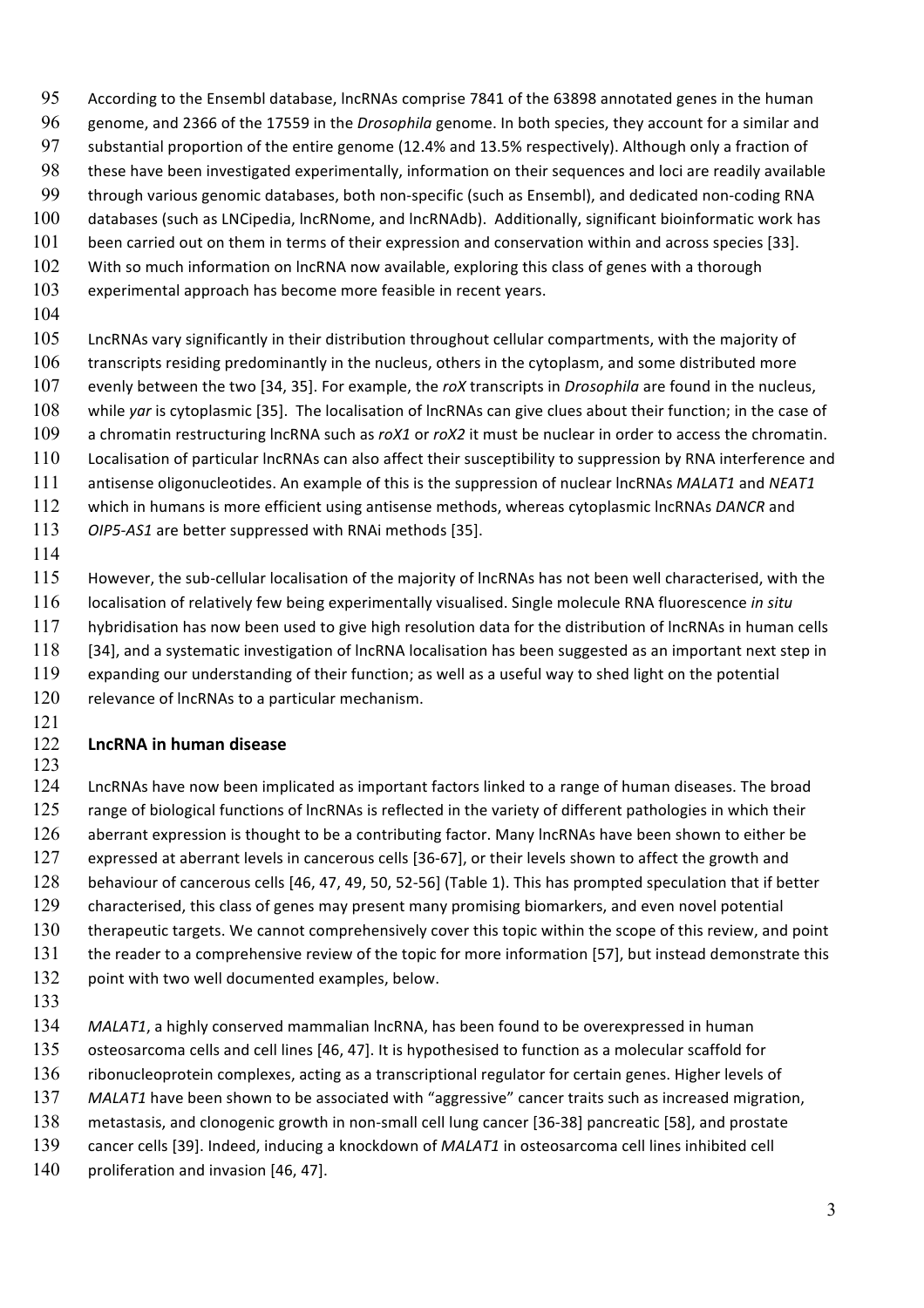According to the Ensembl database, lncRNAs comprise 7841 of the 63898 annotated genes in the human genome, and 2366 of the 17559 in the *Drosophila* genome. In both species, they account for a similar and substantial proportion of the entire genome (12.4% and 13.5% respectively). Although only a fraction of these have been investigated experimentally, information on their sequences and loci are readily available through various genomic databases, both non-specific (such as Ensembl), and dedicated non-coding RNA databases (such as LNCipedia, lncRNome, and lncRNAdb). Additionally, significant bioinformatic work has been carried out on them in terms of their expression and conservation within and across species [33]. With so much information on lncRNA now available, exploring this class of genes with a thorough experimental approach has become more feasible in recent years.

LncRNAs vary significantly in their distribution throughout cellular compartments, with the majority of transcripts residing predominantly in the nucleus, others in the cytoplasm, and some distributed more evenly between the two [34, 35]. For example, the *roX* transcripts in *Drosophila* are found in the nucleus, while *yar* is cytoplasmic [35]. The localisation of lncRNAs can give clues about their function; in the case of a chromatin restructuring lncRNA such as *roX1* or *roX2* it must be nuclear in order to access the chromatin. Localisation of particular lncRNAs can also affect their susceptibility to suppression by RNA interference and antisense oligonucleotides. An example of this is the suppression of nuclear lncRNAs *MALAT1* and *NEAT1* which in humans is more efficient using antisense methods, whereas cytoplasmic lncRNAs *DANCR* and *OIP5-AS1* are better suppressed with RNAi methods [35].

However, the sub-cellular localisation of the majority of lncRNAs has not been well characterised, with the localisation of relatively few being experimentally visualised. Single molecule RNA fluorescence *in situ* hybridisation has now been used to give high resolution data for the distribution of lncRNAs in human cells [34], and a systematic investigation of lncRNA localisation has been suggested as an important next step in expanding our understanding of their function; as well as a useful way to shed light on the potential relevance of lncRNAs to a particular mechanism.

## LncRNA in human disease

LncRNAs have now been implicated as important factors linked to a range of human diseases. The broad range of biological functions of lncRNAs is reflected in the variety of different pathologies in which their aberrant expression is thought to be a contributing factor. Many lncRNAs have been shown to either be expressed at aberrant levels in cancerous cells [36-67], or their levels shown to affect the growth and behaviour of cancerous cells [46, 47, 49, 50, 52-56] (Table 1). This has prompted speculation that if better characterised, this class of genes may present many promising biomarkers, and even novel potential therapeutic targets. We cannot comprehensively cover this topic within the scope of this review, and point the reader to a comprehensive review of the topic for more information [57], but instead demonstrate this point with two well documented examples, below.

*MALAT1*, a highly conserved mammalian lncRNA, has been found to be overexpressed in human osteosarcoma cells and cell lines [46, 47]. It is hypothesised to function as a molecular scaffold for ribonucleoprotein complexes, acting as a transcriptional regulator for certain genes. Higher levels of *MALAT1* have been shown to be associated with "aggressive" cancer traits such as increased migration, metastasis, and clonogenic growth in non-small cell lung cancer [36-38] pancreatic [58], and prostate cancer cells [39]. Indeed, inducing a knockdown of *MALAT1* in osteosarcoma cell lines inhibited cell proliferation and invasion [46, 47].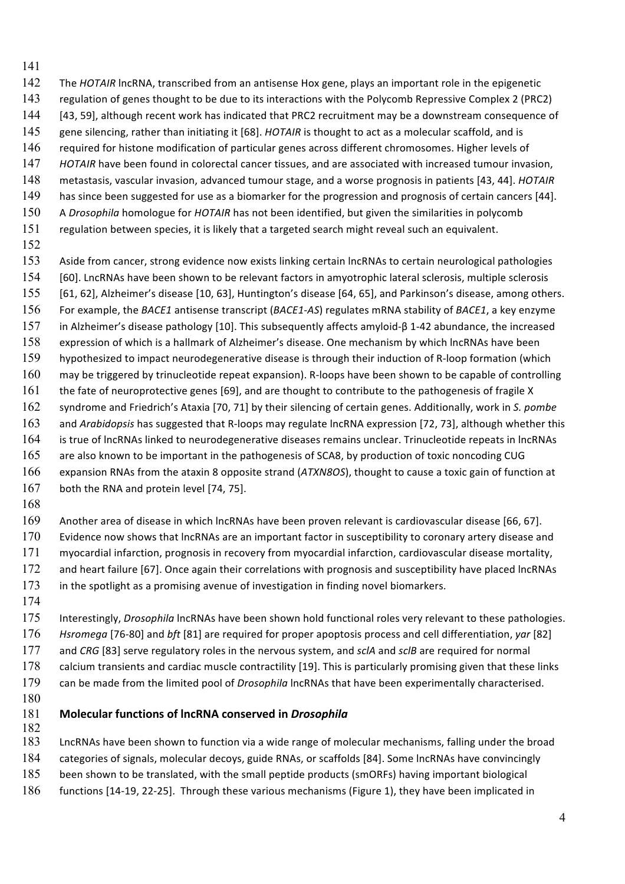The *HOTAIR* lncRNA, transcribed from an antisense Hox gene, plays an important role in the epigenetic regulation of genes thought to be due to its interactions with the Polycomb Repressive Complex 2 (PRC2) [43, 59], although recent work has indicated that PRC2 recruitment may be a downstream consequence of gene silencing, rather than initiating it [68]. *HOTAIR* is thought to act as a molecular scaffold, and is required for histone modification of particular genes across different chromosomes. Higher levels of *HOTAIR* have been found in colorectal cancer tissues, and are associated with increased tumour invasion, metastasis, vascular invasion, advanced tumour stage, and a worse prognosis in patients [43, 44]. *HOTAIR* has since been suggested for use as a biomarker for the progression and prognosis of certain cancers [44]. A *Drosophila* homologue for *HOTAIR* has not been identified, but given the similarities in polycomb regulation between species, it is likely that a targeted search might reveal such an equivalent.

Aside from cancer, strong evidence now exists linking certain lncRNAs to certain neurological pathologies [60]. LncRNAs have been shown to be relevant factors in amyotrophic lateral sclerosis, multiple sclerosis [61, 62], Alzheimer's disease [10, 63], Huntington's disease [64, 65], and Parkinson's disease, among others. For example, the *BACE1* antisense transcript (*BACE1-AS*) regulates mRNA stability of *BACE1*, a key enzyme in Alzheimer's disease pathology [10]. This subsequently affects amyloid-β 1-42 abundance, the increased expression of which is a hallmark of Alzheimer's disease. One mechanism by which lncRNAs have been hypothesized to impact neurodegenerative disease is through their induction of R-loop formation (which may be triggered by trinucleotide repeat expansion). R-loops have been shown to be capable of controlling the fate of neuroprotective genes [69], and are thought to contribute to the pathogenesis of fragile X syndrome and Friedrich's Ataxia [70, 71] by their silencing of certain genes. Additionally, work in *S. pombe* and *Arabidopsis* has suggested that R-loops may regulate lncRNA expression [72, 73], although whether this is true of lncRNAs linked to neurodegenerative diseases remains unclear. Trinucleotide repeats in lncRNAs are also known to be important in the pathogenesis of SCA8, by production of toxic noncoding CUG expansion RNAs from the ataxin 8 opposite strand (*ATXN8OS*), thought to cause a toxic gain of function at both the RNA and protein level [74, 75].

Another area of disease in which lncRNAs have been proven relevant is cardiovascular disease [66, 67]. Evidence now shows that lncRNAs are an important factor in susceptibility to coronary artery disease and myocardial infarction, prognosis in recovery from myocardial infarction, cardiovascular disease mortality, and heart failure [67]. Once again their correlations with prognosis and susceptibility have placed lncRNAs in the spotlight as a promising avenue of investigation in finding novel biomarkers.

Interestingly, *Drosophila* lncRNAs have been shown hold functional roles very relevant to these pathologies. *Hsromega* [76-80] and *bft* [81] are required for proper apoptosis process and cell differentiation, *yar* [82] and *CRG* [83] serve regulatory roles in the nervous system, and *sclA* and *sclB* are required for normal calcium transients and cardiac muscle contractility [19]. This is particularly promising given that these links can be made from the limited pool of *Drosophila* lncRNAs that have been experimentally characterised.

## Molecular functions of lncRNA conserved in *Drosophila*

LncRNAs have been shown to function via a wide range of molecular mechanisms, falling under the broad categories of signals, molecular decoys, guide RNAs, or scaffolds [84]. Some lncRNAs have convincingly been shown to be translated, with the small peptide products (smORFs) having important biological functions [14-19, 22-25]. Through these various mechanisms (Figure 1), they have been implicated in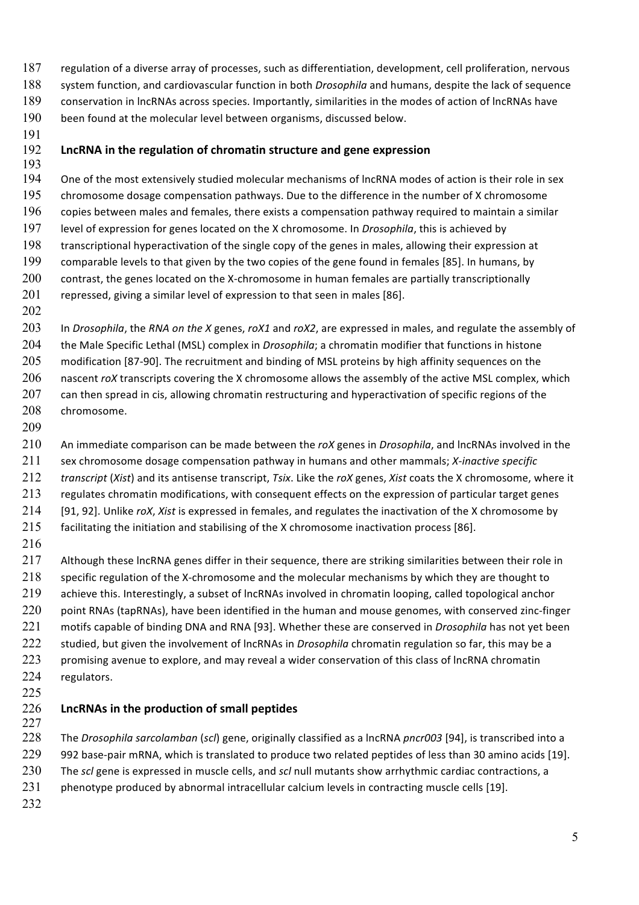regulation of a diverse array of processes, such as differentiation, development, cell proliferation, nervous system function, and cardiovascular function in both *Drosophila* and humans, despite the lack of sequence conservation in lncRNAs across species. Importantly, similarities in the modes of action of lncRNAs have been found at the molecular level between organisms, discussed below.

## LncRNA in the regulation of chromatin structure and gene expression

One of the most extensively studied molecular mechanisms of lncRNA modes of action is their role in sex chromosome dosage compensation pathways. Due to the difference in the number of X chromosome copies between males and females, there exists a compensation pathway required to maintain a similar level of expression for genes located on the X chromosome. In *Drosophila*, this is achieved by transcriptional hyperactivation of the single copy of the genes in males, allowing their expression at comparable levels to that given by the two copies of the gene found in females [85]. In humans, by contrast, the genes located on the X-chromosome in human females are partially transcriptionally repressed, giving a similar level of expression to that seen in males [86].

In *Drosophila*, the *RNA on the X* genes, *roX1* and *roX2*, are expressed in males, and regulate the assembly of the Male Specific Lethal (MSL) complex in *Drosophila*; a chromatin modifier that functions in histone modification [87-90]. The recruitment and binding of MSL proteins by high affinity sequences on the nascent *roX* transcripts covering the X chromosome allows the assembly of the active MSL complex, which can then spread in cis, allowing chromatin restructuring and hyperactivation of specific regions of the chromosome.

An immediate comparison can be made between the *roX* genes in *Drosophila*, and lncRNAs involved in the sex chromosome dosage compensation pathway in humans and other mammals; *X-inactive specific transcript* (*Xist*) and its antisense transcript, *Tsix*. Like the *roX* genes, *Xist* coats the X chromosome, where it regulates chromatin modifications, with consequent effects on the expression of particular target genes [91, 92]. Unlike *roX*, *Xist* is expressed in females, and regulates the inactivation of the X chromosome by facilitating the initiation and stabilising of the X chromosome inactivation process [86].

Although these lncRNA genes differ in their sequence, there are striking similarities between their role in specific regulation of the X-chromosome and the molecular mechanisms by which they are thought to achieve this. Interestingly, a subset of lncRNAs involved in chromatin looping, called topological anchor point RNAs (tapRNAs), have been identified in the human and mouse genomes, with conserved zinc-finger motifs capable of binding DNA and RNA [93]. Whether these are conserved in *Drosophila* has not yet been studied, but given the involvement of lncRNAs in *Drosophila* chromatin regulation so far, this may be a promising avenue to explore, and may reveal a wider conservation of this class of lncRNA chromatin regulators.

## LncRNAs in the production of small peptides

The *Drosophila sarcolamban* (*scl*) gene, originally classified as a lncRNA *pncr003* [94], is transcribed into a 992 base-pair mRNA, which is translated to produce two related peptides of less than 30 amino acids [19]. The *scl* gene is expressed in muscle cells, and *scl* null mutants show arrhythmic cardiac contractions, a phenotype produced by abnormal intracellular calcium levels in contracting muscle cells [19].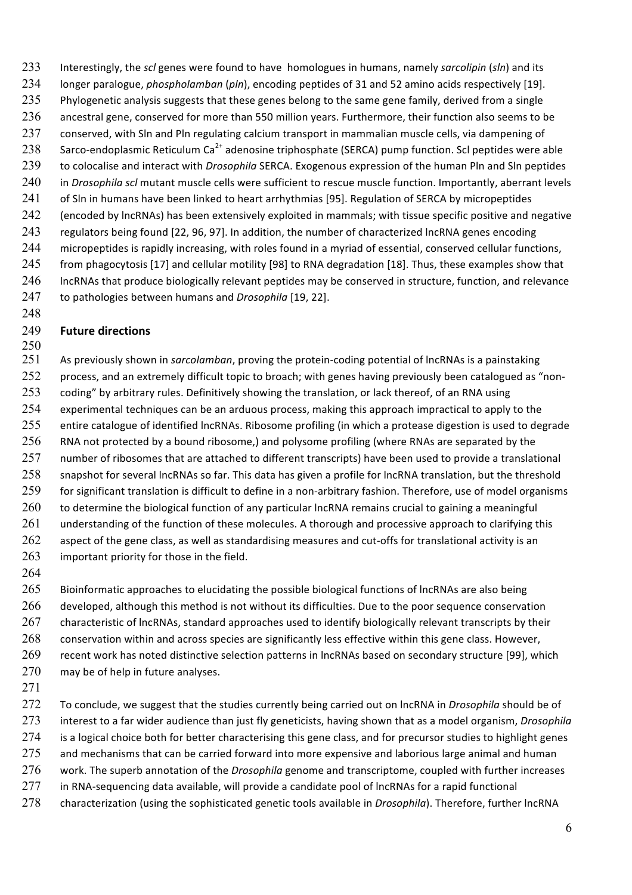Interestingly, the *scl* genes were found to have homologues in humans, namely *sarcolipin* (*sln*) and its longer paralogue, *phospholamban* (*pln*), encoding peptides of 31 and 52 amino acids respectively [19]. Phylogenetic analysis suggests that these genes belong to the same gene family, derived from a single ancestral gene, conserved for more than 550 million years. Furthermore, their function also seems to be conserved, with Sln and Pln regulating calcium transport in mammalian muscle cells, via dampening of Sarco-endoplasmic Reticulum $Ca^{2+}$ adenosine triphosphate (SERCA) pump function. Scl peptides were able to colocalise and interact with *Drosophila* SERCA. Exogenous expression of the human Pln and Sln peptides in *Drosophila scl* mutant muscle cells were sufficient to rescue muscle function. Importantly, aberrant levels of Sln in humans have been linked to heart arrhythmias [95]. Regulation of SERCA by micropeptides (encoded by lncRNAs) has been extensively exploited in mammals; with tissue specific positive and negative regulators being found [22, 96, 97]. In addition, the number of characterized lncRNA genes encoding micropeptides is rapidly increasing, with roles found in a myriad of essential, conserved cellular functions, from phagocytosis [17] and cellular motility [98] to RNA degradation [18]. Thus, these examples show that lncRNAs that produce biologically relevant peptides may be conserved in structure, function, and relevance to pathologies between humans and *Drosophila* [19, 22].

## Future directions

As previously shown in *sarcolamban*, proving the protein-coding potential of lncRNAs is a painstaking process, and an extremely difficult topic to broach; with genes having previously been catalogued as "non-coding" by arbitrary rules. Definitively showing the translation, or lack thereof, of an RNA using experimental techniques can be an arduous process, making this approach impractical to apply to the entire catalogue of identified lncRNAs. Ribosome profiling (in which a protease digestion is used to degrade RNA not protected by a bound ribosome,) and polysome profiling (where RNAs are separated by the number of ribosomes that are attached to different transcripts) have been used to provide a translational snapshot for several lncRNAs so far. This data has given a profile for lncRNA translation, but the threshold for significant translation is difficult to define in a non-arbitrary fashion. Therefore, use of model organisms to determine the biological function of any particular lncRNA remains crucial to gaining a meaningful understanding of the function of these molecules. A thorough and processive approach to clarifying this aspect of the gene class, as well as standardising measures and cut-offs for translational activity is an important priority for those in the field.

Bioinformatic approaches to elucidating the possible biological functions of lncRNAs are also being developed, although this method is not without its difficulties. Due to the poor sequence conservation characteristic of lncRNAs, standard approaches used to identify biologically relevant transcripts by their conservation within and across species are significantly less effective within this gene class. However, recent work has noted distinctive selection patterns in lncRNAs based on secondary structure [99], which may be of help in future analyses.

To conclude, we suggest that the studies currently being carried out on lncRNA in *Drosophila* should be of interest to a far wider audience than just fly geneticists, having shown that as a model organism, *Drosophila* is a logical choice both for better characterising this gene class, and for precursor studies to highlight genes and mechanisms that can be carried forward into more expensive and laborious large animal and human work. The superb annotation of the *Drosophila* genome and transcriptome, coupled with further increases in RNA-sequencing data available, will provide a candidate pool of lncRNAs for a rapid functional characterization (using the sophisticated genetic tools available in *Drosophila*). Therefore, further lncRNA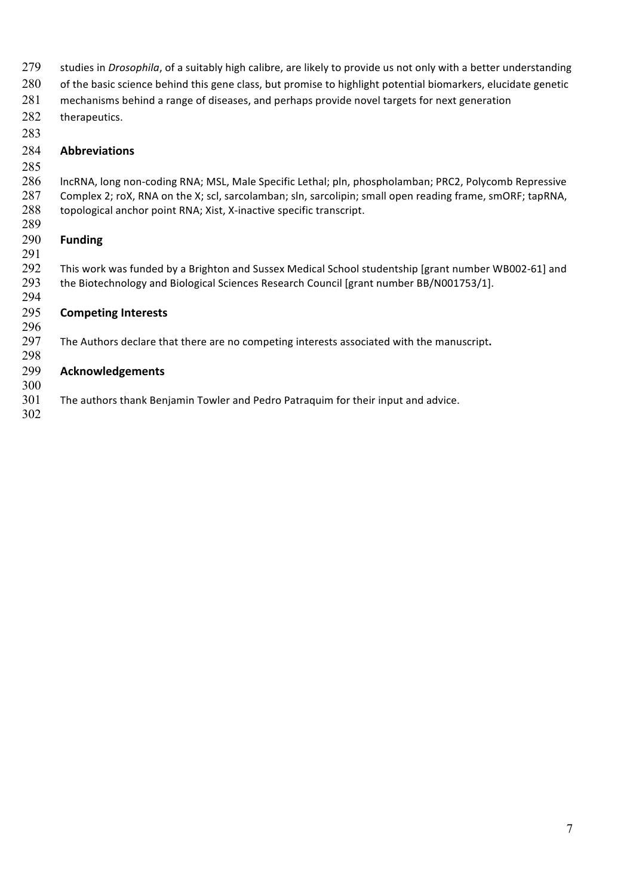studies in *Drosophila*, of a suitably high calibre, are likely to provide us not only with a better understanding of the basic science behind this gene class, but promise to highlight potential biomarkers, elucidate genetic mechanisms behind a range of diseases, and perhaps provide novel targets for next generation therapeutics.

## Abbreviations

lncRNA, long non-coding RNA; MSL, Male Specific Lethal; pln, phospholamban; PRC2, Polycomb Repressive Complex 2; roX, RNA on the X; scl, sarcolamban; sln, sarcolipin; small open reading frame, smORF; tapRNA, topological anchor point RNA; Xist, X-inactive specific transcript.

## Funding

This work was funded by a Brighton and Sussex Medical School studentship [grant number WB002-61] and the Biotechnology and Biological Sciences Research Council [grant number BB/N001753/1].

## Competing Interests

The Authors declare that there are no competing interests associated with the manuscript**.**

## Acknowledgements

The authors thank Benjamin Towler and Pedro Patraquim for their input and advice.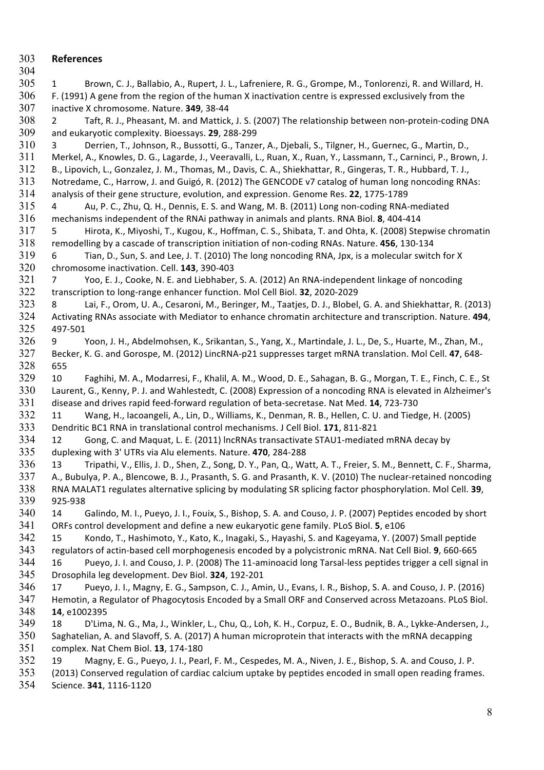## References

1 Brown, C. J., Ballabio, A., Rupert, J. L., Lafreniere, R. G., Grompe, M., Tonlorenzi, R. and Willard, H. F. (1991) A gene from the region of the human X inactivation centre is expressed exclusively from the inactive X chromosome. Nature. **349**, 38-44

2 Taft, R. J., Pheasant, M. and Mattick, J. S. (2007) The relationship between non-protein-coding DNA and eukaryotic complexity. Bioessays. **29**, 288-299

3 Derrien, T., Johnson, R., Bussotti, G., Tanzer, A., Djebali, S., Tilgner, H., Guernec, G., Martin, D., Merkel, A., Knowles, D. G., Lagarde, J., Veeravalli, L., Ruan, X., Ruan, Y., Lassmann, T., Carninci, P., Brown, J. B., Lipovich, L., Gonzalez, J. M., Thomas, M., Davis, C. A., Shiekhattar, R., Gingeras, T. R., Hubbard, T. J., Notredame, C., Harrow, J. and Guigó, R. (2012) The GENCODE v7 catalog of human long noncoding RNAs: analysis of their gene structure, evolution, and expression. Genome Res. **22**, 1775-1789

4 Au, P. C., Zhu, Q. H., Dennis, E. S. and Wang, M. B. (2011) Long non-coding RNA-mediated mechanisms independent of the RNAi pathway in animals and plants. RNA Biol. **8**, 404-414

5 Hirota, K., Miyoshi, T., Kugou, K., Hoffman, C. S., Shibata, T. and Ohta, K. (2008) Stepwise chromatin remodelling by a cascade of transcription initiation of non-coding RNAs. Nature. **456**, 130-134

6 Tian, D., Sun, S. and Lee, J. T. (2010) The long noncoding RNA, Jpx, is a molecular switch for X chromosome inactivation. Cell. **143**, 390-403

7 Yoo, E. J., Cooke, N. E. and Liebhaber, S. A. (2012) An RNA-independent linkage of noncoding transcription to long-range enhancer function. Mol Cell Biol. **32**, 2020-2029

8 Lai, F., Orom, U. A., Cesaroni, M., Beringer, M., Taatjes, D. J., Blobel, G. A. and Shiekhattar, R. (2013) Activating RNAs associate with Mediator to enhance chromatin architecture and transcription. Nature. **494**, 497-501

9 Yoon, J. H., Abdelmohsen, K., Srikantan, S., Yang, X., Martindale, J. L., De, S., Huarte, M., Zhan, M., Becker, K. G. and Gorospe, M. (2012) LincRNA-p21 suppresses target mRNA translation. Mol Cell. **47**, 648-655

10 Faghihi, M. A., Modarresi, F., Khalil, A. M., Wood, D. E., Sahagan, B. G., Morgan, T. E., Finch, C. E., St Laurent, G., Kenny, P. J. and Wahlestedt, C. (2008) Expression of a noncoding RNA is elevated in Alzheimer's disease and drives rapid feed-forward regulation of beta-secretase. Nat Med. **14**, 723-730

11 Wang, H., Iacoangeli, A., Lin, D., Williams, K., Denman, R. B., Hellen, C. U. and Tiedge, H. (2005) Dendritic BC1 RNA in translational control mechanisms. J Cell Biol. **171**, 811-821

12 Gong, C. and Maquat, L. E. (2011) lncRNAs transactivate STAU1-mediated mRNA decay by duplexing with 3' UTRs via Alu elements. Nature. **470**, 284-288

13 Tripathi, V., Ellis, J. D., Shen, Z., Song, D. Y., Pan, Q., Watt, A. T., Freier, S. M., Bennett, C. F., Sharma, A., Bubulya, P. A., Blencowe, B. J., Prasanth, S. G. and Prasanth, K. V. (2010) The nuclear-retained noncoding RNA MALAT1 regulates alternative splicing by modulating SR splicing factor phosphorylation. Mol Cell. **39**, 925-938

14 Galindo, M. I., Pueyo, J. I., Fouix, S., Bishop, S. A. and Couso, J. P. (2007) Peptides encoded by short ORFs control development and define a new eukaryotic gene family. PLoS Biol. **5**, e106

15 Kondo, T., Hashimoto, Y., Kato, K., Inagaki, S., Hayashi, S. and Kageyama, Y. (2007) Small peptide regulators of actin-based cell morphogenesis encoded by a polycistronic mRNA. Nat Cell Biol. **9**, 660-665

16 Pueyo, J. I. and Couso, J. P. (2008) The 11-aminoacid long Tarsal-less peptides trigger a cell signal in Drosophila leg development. Dev Biol. **324**, 192-201

17 Pueyo, J. I., Magny, E. G., Sampson, C. J., Amin, U., Evans, I. R., Bishop, S. A. and Couso, J. P. (2016) Hemotin, a Regulator of Phagocytosis Encoded by a Small ORF and Conserved across Metazoans. PLoS Biol. **14**, e1002395

18 D'Lima, N. G., Ma, J., Winkler, L., Chu, Q., Loh, K. H., Corpuz, E. O., Budnik, B. A., Lykke-Andersen, J., Saghatelian, A. and Slavoff, S. A. (2017) A human microprotein that interacts with the mRNA decapping complex. Nat Chem Biol. **13**, 174-180

19 Magny, E. G., Pueyo, J. I., Pearl, F. M., Cespedes, M. A., Niven, J. E., Bishop, S. A. and Couso, J. P. (2013) Conserved regulation of cardiac calcium uptake by peptides encoded in small open reading frames. Science. **341**, 1116-1120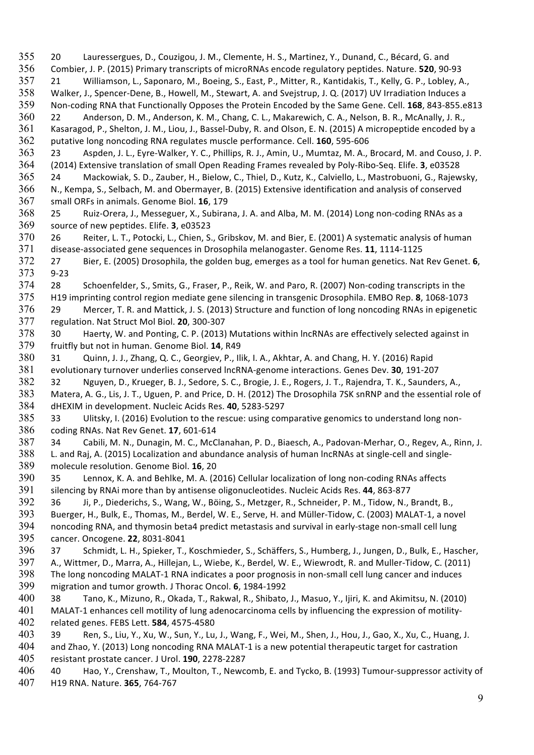20 Lauressergues, D., Couzigou, J. M., Clemente, H. S., Martinez, Y., Dunand, C., Bécard, G. and Combier, J. P. (2015) Primary transcripts of microRNAs encode regulatory peptides. Nature. **520**, 90-93

21 Williamson, L., Saponaro, M., Boeing, S., East, P., Mitter, R., Kantidakis, T., Kelly, G. P., Lobley, A., Walker, J., Spencer-Dene, B., Howell, M., Stewart, A. and Svejstrup, J. Q. (2017) UV Irradiation Induces a Non-coding RNA that Functionally Opposes the Protein Encoded by the Same Gene. Cell. **168**, 843-855.e813

22 Anderson, D. M., Anderson, K. M., Chang, C. L., Makarewich, C. A., Nelson, B. R., McAnally, J. R., Kasaragod, P., Shelton, J. M., Liou, J., Bassel-Duby, R. and Olson, E. N. (2015) A micropeptide encoded by a putative long noncoding RNA regulates muscle performance. Cell. **160**, 595-606

23 Aspden, J. L., Eyre-Walker, Y. C., Phillips, R. J., Amin, U., Mumtaz, M. A., Brocard, M. and Couso, J. P. (2014) Extensive translation of small Open Reading Frames revealed by Poly-Ribo-Seq. Elife. **3**, e03528

24 Mackowiak, S. D., Zauber, H., Bielow, C., Thiel, D., Kutz, K., Calviello, L., Mastrobuoni, G., Rajewsky, N., Kempa, S., Selbach, M. and Obermayer, B. (2015) Extensive identification and analysis of conserved small ORFs in animals. Genome Biol. **16**, 179

25 Ruiz-Orera, J., Messeguer, X., Subirana, J. A. and Alba, M. M. (2014) Long non-coding RNAs as a source of new peptides. Elife. **3**, e03523

26 Reiter, L. T., Potocki, L., Chien, S., Gribskov, M. and Bier, E. (2001) A systematic analysis of human disease-associated gene sequences in Drosophila melanogaster. Genome Res. **11**, 1114-1125

27 Bier, E. (2005) Drosophila, the golden bug, emerges as a tool for human genetics. Nat Rev Genet. **6**, 9-23

28 Schoenfelder, S., Smits, G., Fraser, P., Reik, W. and Paro, R. (2007) Non-coding transcripts in the H19 imprinting control region mediate gene silencing in transgenic Drosophila. EMBO Rep. **8**, 1068-1073

29 Mercer, T. R. and Mattick, J. S. (2013) Structure and function of long noncoding RNAs in epigenetic regulation. Nat Struct Mol Biol. **20**, 300-307

30 Haerty, W. and Ponting, C. P. (2013) Mutations within lncRNAs are effectively selected against in fruitfly but not in human. Genome Biol. **14**, R49

31 Quinn, J. J., Zhang, Q. C., Georgiev, P., Ilik, I. A., Akhtar, A. and Chang, H. Y. (2016) Rapid evolutionary turnover underlies conserved lncRNA-genome interactions. Genes Dev. **30**, 191-207

32 Nguyen, D., Krueger, B. J., Sedore, S. C., Brogie, J. E., Rogers, J. T., Rajendra, T. K., Saunders, A., Matera, A. G., Lis, J. T., Uguen, P. and Price, D. H. (2012) The Drosophila 7SK snRNP and the essential role of dHEXIM in development. Nucleic Acids Res. **40**, 5283-5297

33 Ulitsky, I. (2016) Evolution to the rescue: using comparative genomics to understand long non-coding RNAs. Nat Rev Genet. **17**, 601-614

34 Cabili, M. N., Dunagin, M. C., McClanahan, P. D., Biaesch, A., Padovan-Merhar, O., Regev, A., Rinn, J. L. and Raj, A. (2015) Localization and abundance analysis of human lncRNAs at single-cell and single-molecule resolution. Genome Biol. **16**, 20

35 Lennox, K. A. and Behlke, M. A. (2016) Cellular localization of long non-coding RNAs affects silencing by RNAi more than by antisense oligonucleotides. Nucleic Acids Res. **44**, 863-877

36 Ji, P., Diederichs, S., Wang, W., Böing, S., Metzger, R., Schneider, P. M., Tidow, N., Brandt, B., Buerger, H., Bulk, E., Thomas, M., Berdel, W. E., Serve, H. and Müller-Tidow, C. (2003) MALAT-1, a novel noncoding RNA, and thymosin beta4 predict metastasis and survival in early-stage non-small cell lung cancer. Oncogene. **22**, 8031-8041

37 Schmidt, L. H., Spieker, T., Koschmieder, S., Schäffers, S., Humberg, J., Jungen, D., Bulk, E., Hascher, A., Wittmer, D., Marra, A., Hillejan, L., Wiebe, K., Berdel, W. E., Wiewrodt, R. and Muller-Tidow, C. (2011) The long noncoding MALAT-1 RNA indicates a poor prognosis in non-small cell lung cancer and induces migration and tumor growth. J Thorac Oncol. **6**, 1984-1992

38 Tano, K., Mizuno, R., Okada, T., Rakwal, R., Shibato, J., Masuo, Y., Ijiri, K. and Akimitsu, N. (2010) MALAT-1 enhances cell motility of lung adenocarcinoma cells by influencing the expression of motility-related genes. FEBS Lett. **584**, 4575-4580

39 Ren, S., Liu, Y., Xu, W., Sun, Y., Lu, J., Wang, F., Wei, M., Shen, J., Hou, J., Gao, X., Xu, C., Huang, J. and Zhao, Y. (2013) Long noncoding RNA MALAT-1 is a new potential therapeutic target for castration resistant prostate cancer. J Urol. **190**, 2278-2287

40 Hao, Y., Crenshaw, T., Moulton, T., Newcomb, E. and Tycko, B. (1993) Tumour-suppressor activity of H19 RNA. Nature. **365**, 764-767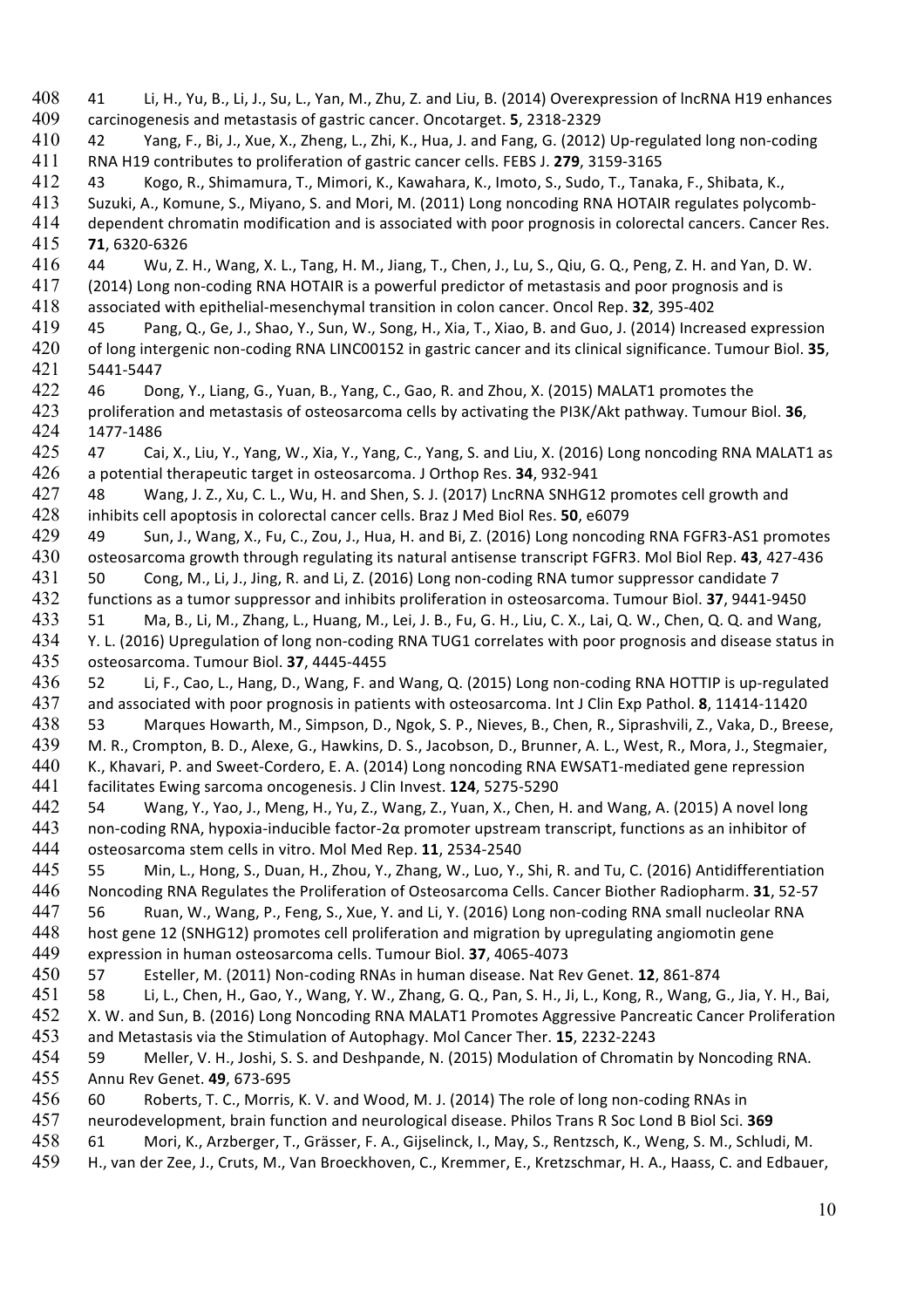41 Li, H., Yu, B., Li, J., Su, L., Yan, M., Zhu, Z. and Liu, B. (2014) Overexpression of lncRNA H19 enhances carcinogenesis and metastasis of gastric cancer. Oncotarget. **5**, 2318-2329

42 Yang, F., Bi, J., Xue, X., Zheng, L., Zhi, K., Hua, J. and Fang, G. (2012) Up-regulated long non-coding RNA H19 contributes to proliferation of gastric cancer cells. FEBS J. **279**, 3159-3165

43 Kogo, R., Shimamura, T., Mimori, K., Kawahara, K., Imoto, S., Sudo, T., Tanaka, F., Shibata, K., Suzuki, A., Komune, S., Miyano, S. and Mori, M. (2011) Long noncoding RNA HOTAIR regulates polycomb-dependent chromatin modification and is associated with poor prognosis in colorectal cancers. Cancer Res. **71**, 6320-6326

44 Wu, Z. H., Wang, X. L., Tang, H. M., Jiang, T., Chen, J., Lu, S., Qiu, G. Q., Peng, Z. H. and Yan, D. W. (2014) Long non-coding RNA HOTAIR is a powerful predictor of metastasis and poor prognosis and is associated with epithelial-mesenchymal transition in colon cancer. Oncol Rep. **32**, 395-402

45 Pang, Q., Ge, J., Shao, Y., Sun, W., Song, H., Xia, T., Xiao, B. and Guo, J. (2014) Increased expression of long intergenic non-coding RNA LINC00152 in gastric cancer and its clinical significance. Tumour Biol. **35**, 5441-5447

46 Dong, Y., Liang, G., Yuan, B., Yang, C., Gao, R. and Zhou, X. (2015) MALAT1 promotes the proliferation and metastasis of osteosarcoma cells by activating the PI3K/Akt pathway. Tumour Biol. **36**, 1477-1486

47 Cai, X., Liu, Y., Yang, W., Xia, Y., Yang, C., Yang, S. and Liu, X. (2016) Long noncoding RNA MALAT1 as a potential therapeutic target in osteosarcoma. J Orthop Res. **34**, 932-941

48 Wang, J. Z., Xu, C. L., Wu, H. and Shen, S. J. (2017) LncRNA SNHG12 promotes cell growth and inhibits cell apoptosis in colorectal cancer cells. Braz J Med Biol Res. **50**, e6079

49 Sun, J., Wang, X., Fu, C., Zou, J., Hua, H. and Bi, Z. (2016) Long noncoding RNA FGFR3-AS1 promotes osteosarcoma growth through regulating its natural antisense transcript FGFR3. Mol Biol Rep. **43**, 427-436

50 Cong, M., Li, J., Jing, R. and Li, Z. (2016) Long non-coding RNA tumor suppressor candidate 7 functions as a tumor suppressor and inhibits proliferation in osteosarcoma. Tumour Biol. **37**, 9441-9450

51 Ma, B., Li, M., Zhang, L., Huang, M., Lei, J. B., Fu, G. H., Liu, C. X., Lai, Q. W., Chen, Q. Q. and Wang, Y. L. (2016) Upregulation of long non-coding RNA TUG1 correlates with poor prognosis and disease status in osteosarcoma. Tumour Biol. **37**, 4445-4455

52 Li, F., Cao, L., Hang, D., Wang, F. and Wang, Q. (2015) Long non-coding RNA HOTTIP is up-regulated and associated with poor prognosis in patients with osteosarcoma. Int J Clin Exp Pathol. **8**, 11414-11420

53 Marques Howarth, M., Simpson, D., Ngok, S. P., Nieves, B., Chen, R., Siprashvili, Z., Vaka, D., Breese, M. R., Crompton, B. D., Alexe, G., Hawkins, D. S., Jacobson, D., Brunner, A. L., West, R., Mora, J., Stegmaier, K., Khavari, P. and Sweet-Cordero, E. A. (2014) Long noncoding RNA EWSAT1-mediated gene repression facilitates Ewing sarcoma oncogenesis. J Clin Invest. **124**, 5275-5290

54 Wang, Y., Yao, J., Meng, H., Yu, Z., Wang, Z., Yuan, X., Chen, H. and Wang, A. (2015) A novel long non-coding RNA, hypoxia-inducible factor-2α promoter upstream transcript, functions as an inhibitor of osteosarcoma stem cells in vitro. Mol Med Rep. **11**, 2534-2540

55 Min, L., Hong, S., Duan, H., Zhou, Y., Zhang, W., Luo, Y., Shi, R. and Tu, C. (2016) Antidifferentiation Noncoding RNA Regulates the Proliferation of Osteosarcoma Cells. Cancer Biother Radiopharm. **31**, 52-57

56 Ruan, W., Wang, P., Feng, S., Xue, Y. and Li, Y. (2016) Long non-coding RNA small nucleolar RNA host gene 12 (SNHG12) promotes cell proliferation and migration by upregulating angiomotin gene expression in human osteosarcoma cells. Tumour Biol. **37**, 4065-4073

57 Esteller, M. (2011) Non-coding RNAs in human disease. Nat Rev Genet. **12**, 861-874

58 Li, L., Chen, H., Gao, Y., Wang, Y. W., Zhang, G. Q., Pan, S. H., Ji, L., Kong, R., Wang, G., Jia, Y. H., Bai, X. W. and Sun, B. (2016) Long Noncoding RNA MALAT1 Promotes Aggressive Pancreatic Cancer Proliferation and Metastasis via the Stimulation of Autophagy. Mol Cancer Ther. **15**, 2232-2243

59 Meller, V. H., Joshi, S. S. and Deshpande, N. (2015) Modulation of Chromatin by Noncoding RNA. Annu Rev Genet. **49**, 673-695

60 Roberts, T. C., Morris, K. V. and Wood, M. J. (2014) The role of long non-coding RNAs in neurodevelopment, brain function and neurological disease. Philos Trans R Soc Lond B Biol Sci. **369**

61 Mori, K., Arzberger, T., Grässer, F. A., Gijselinck, I., May, S., Rentzsch, K., Weng, S. M., Schludi, M. H., van der Zee, J., Cruts, M., Van Broeckhoven, C., Kremmer, E., Kretzschmar, H. A., Haass, C. and Edbauer,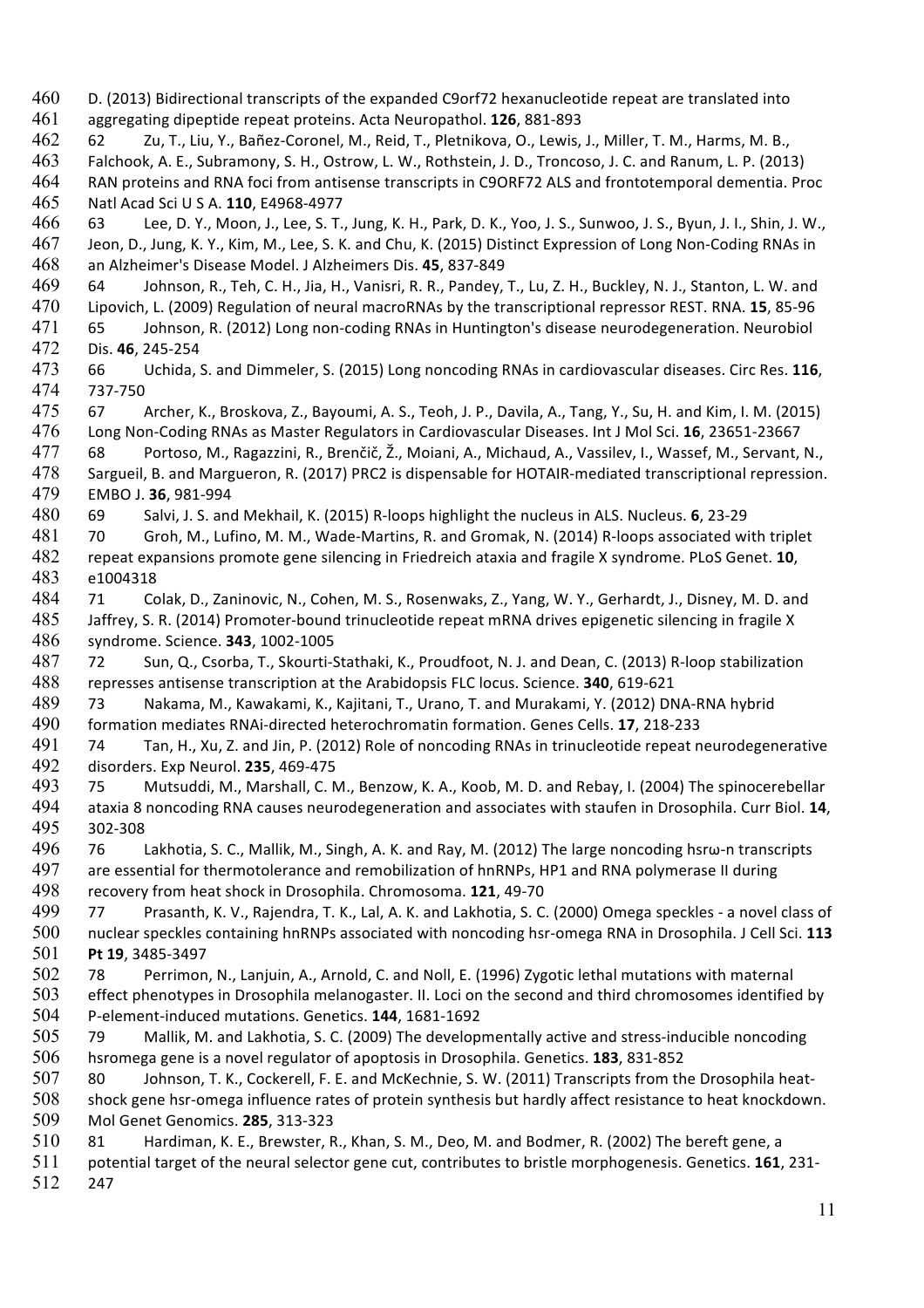D. (2013) Bidirectional transcripts of the expanded C9orf72 hexanucleotide repeat are translated into aggregating dipeptide repeat proteins. Acta Neuropathol. **126**, 881-893

62 Zu, T., Liu, Y., Bañez-Coronel, M., Reid, T., Pletnikova, O., Lewis, J., Miller, T. M., Harms, M. B., Falchook, A. E., Subramony, S. H., Ostrow, L. W., Rothstein, J. D., Troncoso, J. C. and Ranum, L. P. (2013) RAN proteins and RNA foci from antisense transcripts in C9ORF72 ALS and frontotemporal dementia. Proc Natl Acad Sci U S A. **110**, E4968-4977

63 Lee, D. Y., Moon, J., Lee, S. T., Jung, K. H., Park, D. K., Yoo, J. S., Sunwoo, J. S., Byun, J. I., Shin, J. W., Jeon, D., Jung, K. Y., Kim, M., Lee, S. K. and Chu, K. (2015) Distinct Expression of Long Non-Coding RNAs in an Alzheimer's Disease Model. J Alzheimers Dis. **45**, 837-849

64 Johnson, R., Teh, C. H., Jia, H., Vanisri, R. R., Pandey, T., Lu, Z. H., Buckley, N. J., Stanton, L. W. and Lipovich, L. (2009) Regulation of neural macroRNAs by the transcriptional repressor REST. RNA. **15**, 85-96

65 Johnson, R. (2012) Long non-coding RNAs in Huntington's disease neurodegeneration. Neurobiol Dis. **46**, 245-254

66 Uchida, S. and Dimmeler, S. (2015) Long noncoding RNAs in cardiovascular diseases. Circ Res. **116**, 737-750

67 Archer, K., Broskova, Z., Bayoumi, A. S., Teoh, J. P., Davila, A., Tang, Y., Su, H. and Kim, I. M. (2015) Long Non-Coding RNAs as Master Regulators in Cardiovascular Diseases. Int J Mol Sci. **16**, 23651-23667

68 Portoso, M., Ragazzini, R., Brenčič, Ž., Moiani, A., Michaud, A., Vassilev, I., Wassef, M., Servant, N., Sargueil, B. and Margueron, R. (2017) PRC2 is dispensable for HOTAIR-mediated transcriptional repression. EMBO J. **36**, 981-994

69 Salvi, J. S. and Mekhail, K. (2015) R-loops highlight the nucleus in ALS. Nucleus. **6**, 23-29

70 Groh, M., Lufino, M. M., Wade-Martins, R. and Gromak, N. (2014) R-loops associated with triplet repeat expansions promote gene silencing in Friedreich ataxia and fragile X syndrome. PLoS Genet. **10**, e1004318

71 Colak, D., Zaninovic, N., Cohen, M. S., Rosenwaks, Z., Yang, W. Y., Gerhardt, J., Disney, M. D. and Jaffrey, S. R. (2014) Promoter-bound trinucleotide repeat mRNA drives epigenetic silencing in fragile X syndrome. Science. **343**, 1002-1005

72 Sun, Q., Csorba, T., Skourti-Stathaki, K., Proudfoot, N. J. and Dean, C. (2013) R-loop stabilization represses antisense transcription at the Arabidopsis FLC locus. Science. **340**, 619-621

73 Nakama, M., Kawakami, K., Kajitani, T., Urano, T. and Murakami, Y. (2012) DNA-RNA hybrid formation mediates RNAi-directed heterochromatin formation. Genes Cells. **17**, 218-233

74 Tan, H., Xu, Z. and Jin, P. (2012) Role of noncoding RNAs in trinucleotide repeat neurodegenerative disorders. Exp Neurol. **235**, 469-475

75 Mutsuddi, M., Marshall, C. M., Benzow, K. A., Koob, M. D. and Rebay, I. (2004) The spinocerebellar ataxia 8 noncoding RNA causes neurodegeneration and associates with staufen in Drosophila. Curr Biol. **14**, 302-308

76 Lakhotia, S. C., Mallik, M., Singh, A. K. and Ray, M. (2012) The large noncoding hsrω-n transcripts are essential for thermotolerance and remobilization of hnRNPs, HP1 and RNA polymerase II during recovery from heat shock in Drosophila. Chromosoma. **121**, 49-70

77 Prasanth, K. V., Rajendra, T. K., Lal, A. K. and Lakhotia, S. C. (2000) Omega speckles - a novel class of nuclear speckles containing hnRNPs associated with noncoding hsr-omega RNA in Drosophila. J Cell Sci. **113 Pt 19**, 3485-3497

78 Perrimon, N., Lanjuin, A., Arnold, C. and Noll, E. (1996) Zygotic lethal mutations with maternal effect phenotypes in Drosophila melanogaster. II. Loci on the second and third chromosomes identified by P-element-induced mutations. Genetics. **144**, 1681-1692

79 Mallik, M. and Lakhotia, S. C. (2009) The developmentally active and stress-inducible noncoding hsromega gene is a novel regulator of apoptosis in Drosophila. Genetics. **183**, 831-852

80 Johnson, T. K., Cockerell, F. E. and McKechnie, S. W. (2011) Transcripts from the Drosophila heat-shock gene hsr-omega influence rates of protein synthesis but hardly affect resistance to heat knockdown. Mol Genet Genomics. **285**, 313-323

81 Hardiman, K. E., Brewster, R., Khan, S. M., Deo, M. and Bodmer, R. (2002) The bereft gene, a potential target of the neural selector gene cut, contributes to bristle morphogenesis. Genetics. **161**, 231-247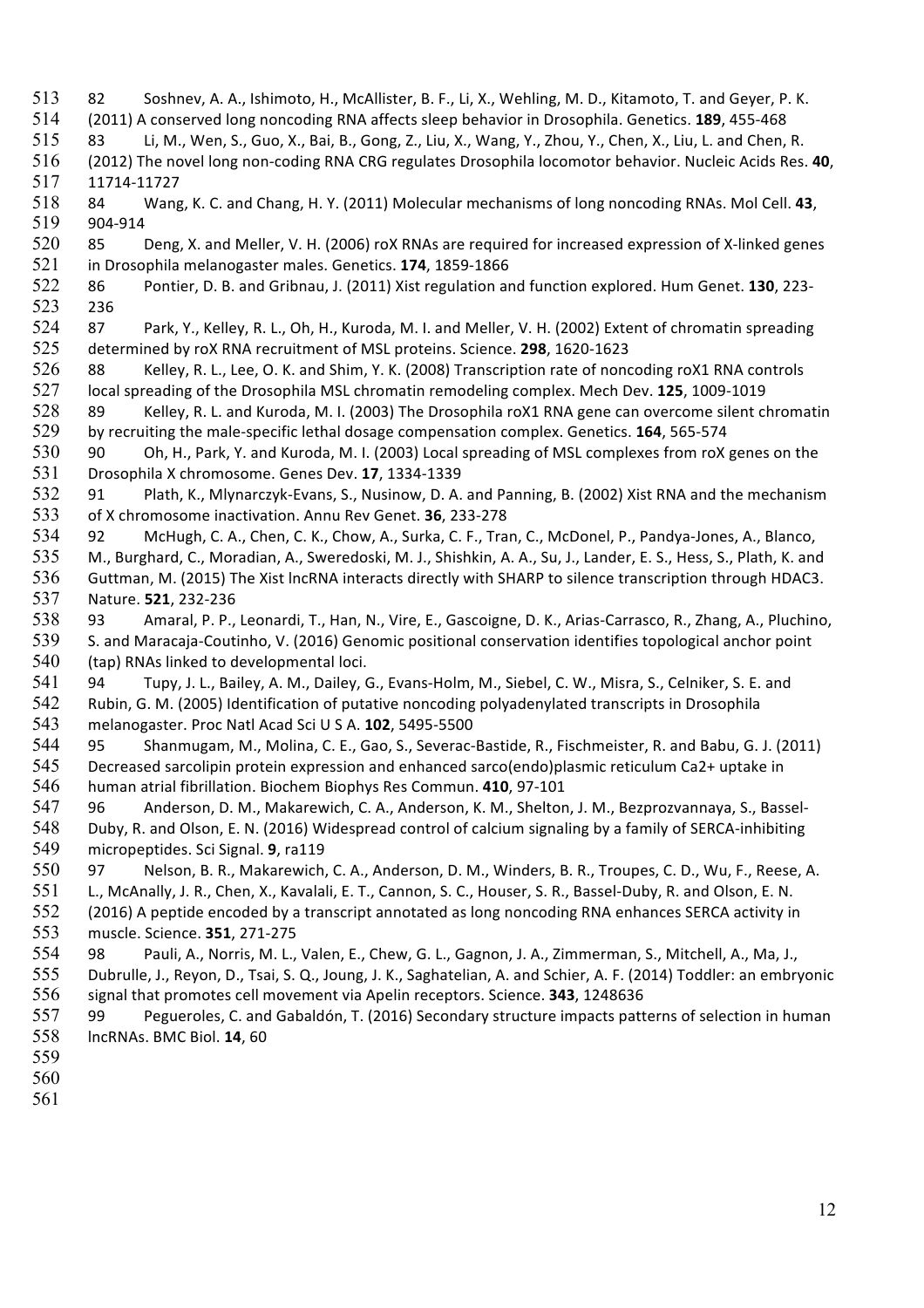82 Soshnev, A. A., Ishimoto, H., McAllister, B. F., Li, X., Wehling, M. D., Kitamoto, T. and Geyer, P. K. (2011) A conserved long noncoding RNA affects sleep behavior in Drosophila. Genetics. **189**, 455-468

83 Li, M., Wen, S., Guo, X., Bai, B., Gong, Z., Liu, X., Wang, Y., Zhou, Y., Chen, X., Liu, L. and Chen, R. (2012) The novel long non-coding RNA CRG regulates Drosophila locomotor behavior. Nucleic Acids Res. **40**, 11714-11727

84 Wang, K. C. and Chang, H. Y. (2011) Molecular mechanisms of long noncoding RNAs. Mol Cell. **43**, 904-914

85 Deng, X. and Meller, V. H. (2006) roX RNAs are required for increased expression of X-linked genes in Drosophila melanogaster males. Genetics. **174**, 1859-1866

86 Pontier, D. B. and Gribnau, J. (2011) Xist regulation and function explored. Hum Genet. **130**, 223-236

87 Park, Y., Kelley, R. L., Oh, H., Kuroda, M. I. and Meller, V. H. (2002) Extent of chromatin spreading determined by roX RNA recruitment of MSL proteins. Science. **298**, 1620-1623

88 Kelley, R. L., Lee, O. K. and Shim, Y. K. (2008) Transcription rate of noncoding roX1 RNA controls local spreading of the Drosophila MSL chromatin remodeling complex. Mech Dev. **125**, 1009-1019

89 Kelley, R. L. and Kuroda, M. I. (2003) The Drosophila roX1 RNA gene can overcome silent chromatin by recruiting the male-specific lethal dosage compensation complex. Genetics. **164**, 565-574

90 Oh, H., Park, Y. and Kuroda, M. I. (2003) Local spreading of MSL complexes from roX genes on the Drosophila X chromosome. Genes Dev. **17**, 1334-1339

91 Plath, K., Mlynarczyk-Evans, S., Nusinow, D. A. and Panning, B. (2002) Xist RNA and the mechanism of X chromosome inactivation. Annu Rev Genet. **36**, 233-278

92 McHugh, C. A., Chen, C. K., Chow, A., Surka, C. F., Tran, C., McDonel, P., Pandya-Jones, A., Blanco, M., Burghard, C., Moradian, A., Sweredoski, M. J., Shishkin, A. A., Su, J., Lander, E. S., Hess, S., Plath, K. and Guttman, M. (2015) The Xist lncRNA interacts directly with SHARP to silence transcription through HDAC3. Nature. **521**, 232-236

93 Amaral, P. P., Leonardi, T., Han, N., Vire, E., Gascoigne, D. K., Arias-Carrasco, R., Zhang, A., Pluchino, S. and Maracaja-Coutinho, V. (2016) Genomic positional conservation identifies topological anchor point (tap) RNAs linked to developmental loci.

94 Tupy, J. L., Bailey, A. M., Dailey, G., Evans-Holm, M., Siebel, C. W., Misra, S., Celniker, S. E. and Rubin, G. M. (2005) Identification of putative noncoding polyadenylated transcripts in Drosophila melanogaster. Proc Natl Acad Sci U S A. **102**, 5495-5500

95 Shanmugam, M., Molina, C. E., Gao, S., Severac-Bastide, R., Fischmeister, R. and Babu, G. J. (2011) Decreased sarcolipin protein expression and enhanced sarco(endo)plasmic reticulum Ca2+ uptake in human atrial fibrillation. Biochem Biophys Res Commun. **410**, 97-101

96 Anderson, D. M., Makarewich, C. A., Anderson, K. M., Shelton, J. M., Bezprozvannaya, S., Bassel-Duby, R. and Olson, E. N. (2016) Widespread control of calcium signaling by a family of SERCA-inhibiting micropeptides. Sci Signal. **9**, ra119

97 Nelson, B. R., Makarewich, C. A., Anderson, D. M., Winders, B. R., Troupes, C. D., Wu, F., Reese, A. L., McAnally, J. R., Chen, X., Kavalali, E. T., Cannon, S. C., Houser, S. R., Bassel-Duby, R. and Olson, E. N. (2016) A peptide encoded by a transcript annotated as long noncoding RNA enhances SERCA activity in muscle. Science. **351**, 271-275

98 Pauli, A., Norris, M. L., Valen, E., Chew, G. L., Gagnon, J. A., Zimmerman, S., Mitchell, A., Ma, J., Dubrulle, J., Reyon, D., Tsai, S. Q., Joung, J. K., Saghatelian, A. and Schier, A. F. (2014) Toddler: an embryonic signal that promotes cell movement via Apelin receptors. Science. **343**, 1248636

99 Pegueroles, C. and Gabaldón, T. (2016) Secondary structure impacts patterns of selection in human lncRNAs. BMC Biol. **14**, 60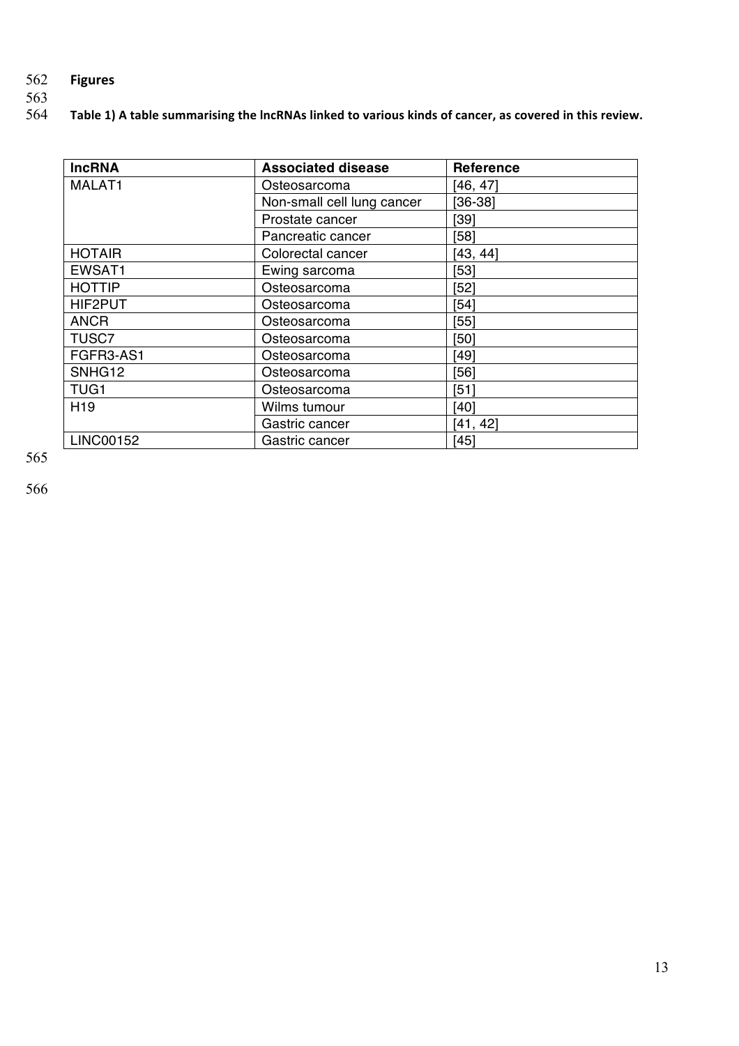## Figures

**Table 1) A table summarising the lncRNAs linked to various kinds of cancer, as covered in this review.**

| lncRNA | Associated disease | Reference |
|---|---|---|
| MALAT1 | Osteosarcoma | [46, 47] |
| | Non-small cell lung cancer | [36-38] |
| | Prostate cancer | [39] |
| | Pancreatic cancer | [58] |
| HOTAIR | Colorectal cancer | [43, 44] |
| EWSAT1 | Ewing sarcoma | [53] |
| HOTTIP | Osteosarcoma | [52] |
| HIF2PUT | Osteosarcoma | [54] |
| ANCR | Osteosarcoma | [55] |
| TUSC7 | Osteosarcoma | [50] |
| FGFR3-AS1 | Osteosarcoma | [49] |
| SNHG12 | Osteosarcoma | [56] |
| TUG1 | Osteosarcoma | [51] |
| H19 | Wilms tumour | [40] |
| | Gastric cancer | [41, 42] |
| LINC00152 | Gastric cancer | [45] |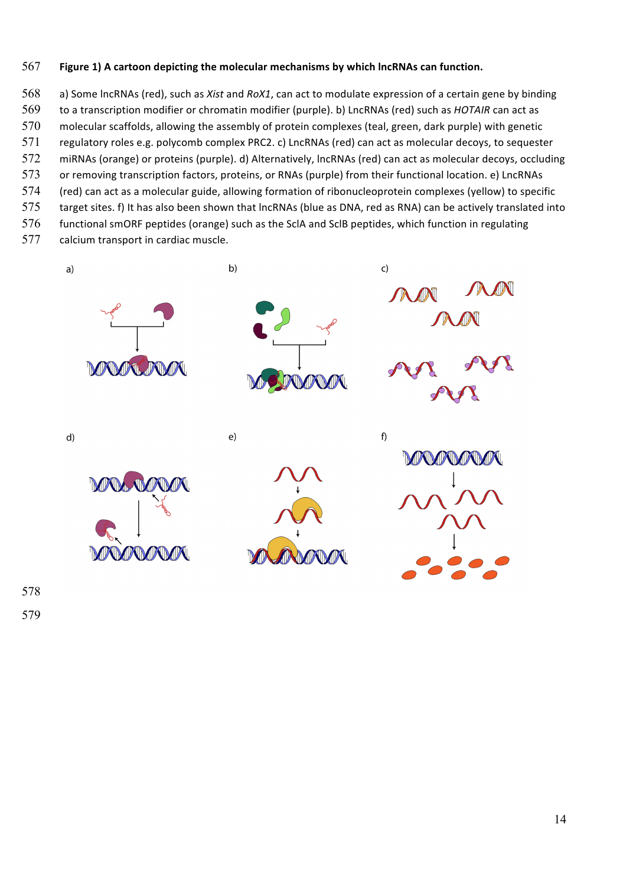**Figure 1) A cartoon depicting the molecular mechanisms by which lncRNAs can function.**

a) Some lncRNAs (red), such as *Xist* and *RoX1*, can act to modulate expression of a certain gene by binding to a transcription modifier or chromatin modifier (purple). b) LncRNAs (red) such as *HOTAIR* can act as molecular scaffolds, allowing the assembly of protein complexes (teal, green, dark purple) with genetic regulatory roles e.g. polycomb complex PRC2. c) LncRNAs (red) can act as molecular decoys, to sequester miRNAs (orange) or proteins (purple). d) Alternatively, lncRNAs (red) can act as molecular decoys, occluding or removing transcription factors, proteins, or RNAs (purple) from their functional location. e) LncRNAs (red) can act as a molecular guide, allowing formation of ribonucleoprotein complexes (yellow) to specific target sites. f) It has also been shown that lncRNAs (blue as DNA, red as RNA) can be actively translated into functional smORF peptides (orange) such as the SclA and SclB peptides, which function in regulating calcium transport in cardiac muscle.

a)

b)

c)

d)

e)

f)